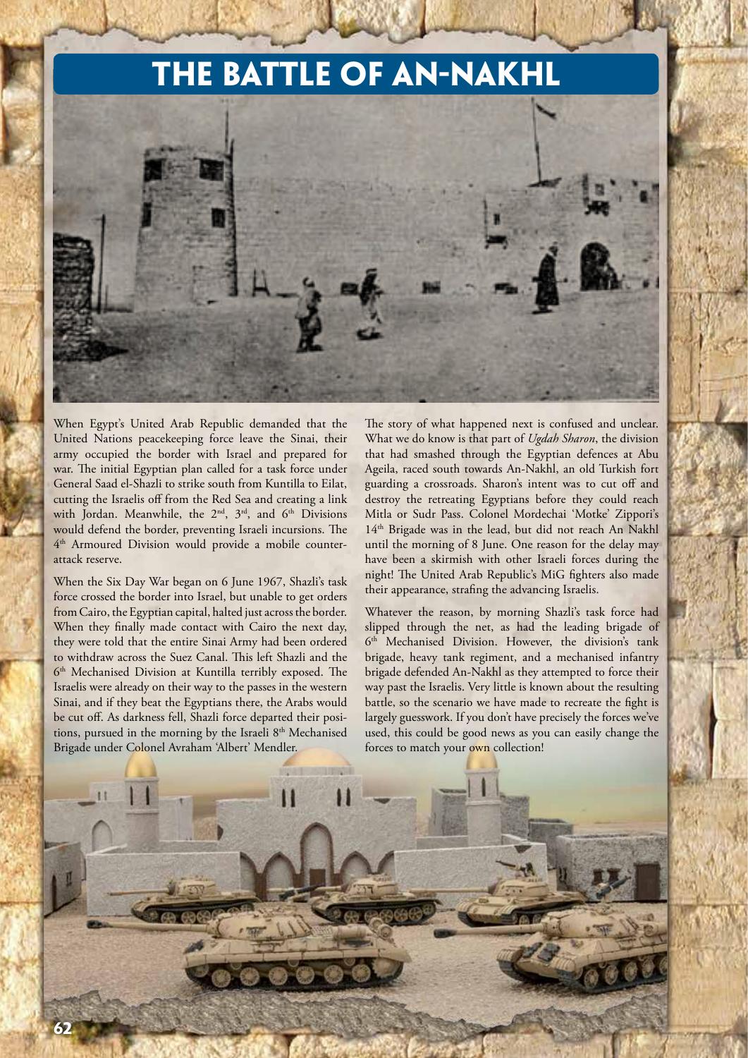# THE BATTLE OF AN-NAKHL

When Egypt's United Arab Republic demanded that the United Nations peacekeeping force leave the Sinai, their army occupied the border with Israel and prepared for war. The initial Egyptian plan called for a task force under General Saad el-Shazli to strike south from Kuntilla to Eilat, cutting the Israelis off from the Red Sea and creating a link with Jordan. Meanwhile, the 2nd, 3rd, and 6th Divisions would defend the border, preventing Israeli incursions. The 4th Armoured Division would provide a mobile counter-attack reserve.

When the Six Day War began on 6 June 1967, Shazli's task force crossed the border into Israel, but unable to get orders from Cairo, the Egyptian capital, halted just across the border. When they finally made contact with Cairo the next day, they were told that the entire Sinai Army had been ordered to withdraw across the Suez Canal. This left Shazli and the 6th Mechanised Division at Kuntilla terribly exposed. The Israelis were already on their way to the passes in the western Sinai, and if they beat the Egyptians there, the Arabs would be cut off. As darkness fell, Shazli force departed their positions, pursued in the morning by the Israeli 8th Mechanised Brigade under Colonel Avraham 'Albert' Mendler.

The story of what happened next is confused and unclear. What we do know is that part of *Ugdah Sharon*, the division that had smashed through the Egyptian defences at Abu Ageila, raced south towards An-Nakhl, an old Turkish fort guarding a crossroads. Sharon's intent was to cut off and destroy the retreating Egyptians before they could reach Mitla or Sudr Pass. Colonel Mordechai 'Motke' Zippori's 14th Brigade was in the lead, but did not reach An Nakhl until the morning of 8 June. One reason for the delay may have been a skirmish with other Israeli forces during the night! The United Arab Republic's MiG fighters also made their appearance, strafing the advancing Israelis.

Whatever the reason, by morning Shazli's task force had slipped through the net, as had the leading brigade of 6th Mechanised Division. However, the division's tank brigade, heavy tank regiment, and a mechanised infantry brigade defended An-Nakhl as they attempted to force their way past the Israelis. Very little is known about the resulting battle, so the scenario we have made to recreate the fight is largely guesswork. If you don't have precisely the forces we've used, this could be good news as you can easily change the forces to match your own collection!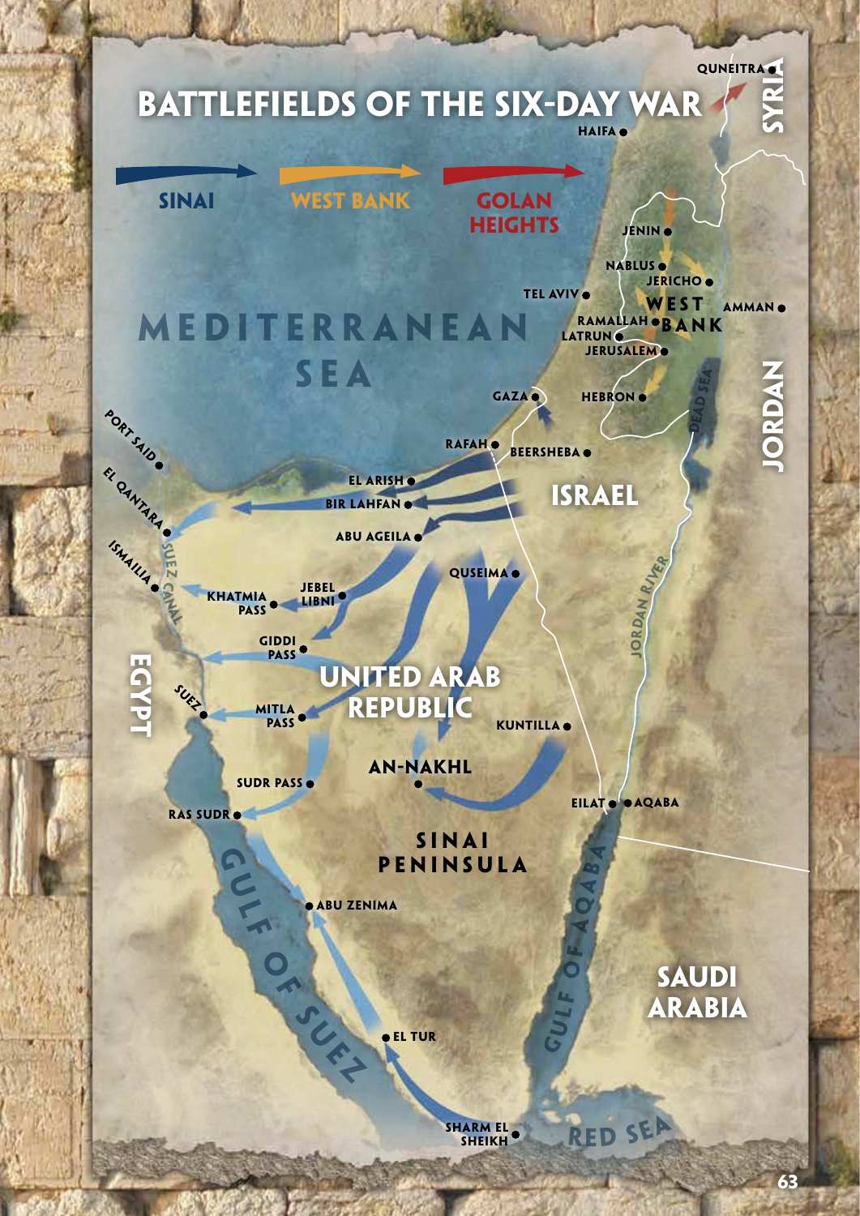# BATTLEFIELDS OF THE SIX-DAY WAR

SINAI

WEST BANK

GOLAN HEIGHTS

MEDITERRANEAN SEA

QUNEITRA
SYRIA
HAIFA
JENIN
NABLUS
JERICHO
TEL AVIV
WEST BANK
AMMAN
RAMALLAH
LATRUN
JERUSALEM
GAZA
HEBRON
DEAD SEA
JORDAN
RAFAH
BEERSHEBA
PORT SAID
EL ARISH
ISRAEL
EL QANTARA
BIR LAHFAN
ABU AGEILA
ISMAILIA
SUEZ CANAL
QUSEIMA
KHATMIA PASS
JEBEL LIBNI
JORDAN RIVER
GIDDI PASS
EGYPT
UNITED ARAB REPUBLIC
SUEZ
MITLA PASS
KUNTILLA
AN-NAKHL
SUDR PASS
EILAT
AQABA
RAS SUDR
SINAI PENINSULA
GULF OF SUEZ
GULF OF AQABA
ABU ZENIMA
SAUDI ARABIA
EL TUR
SHARM EL SHEIKH
RED SEA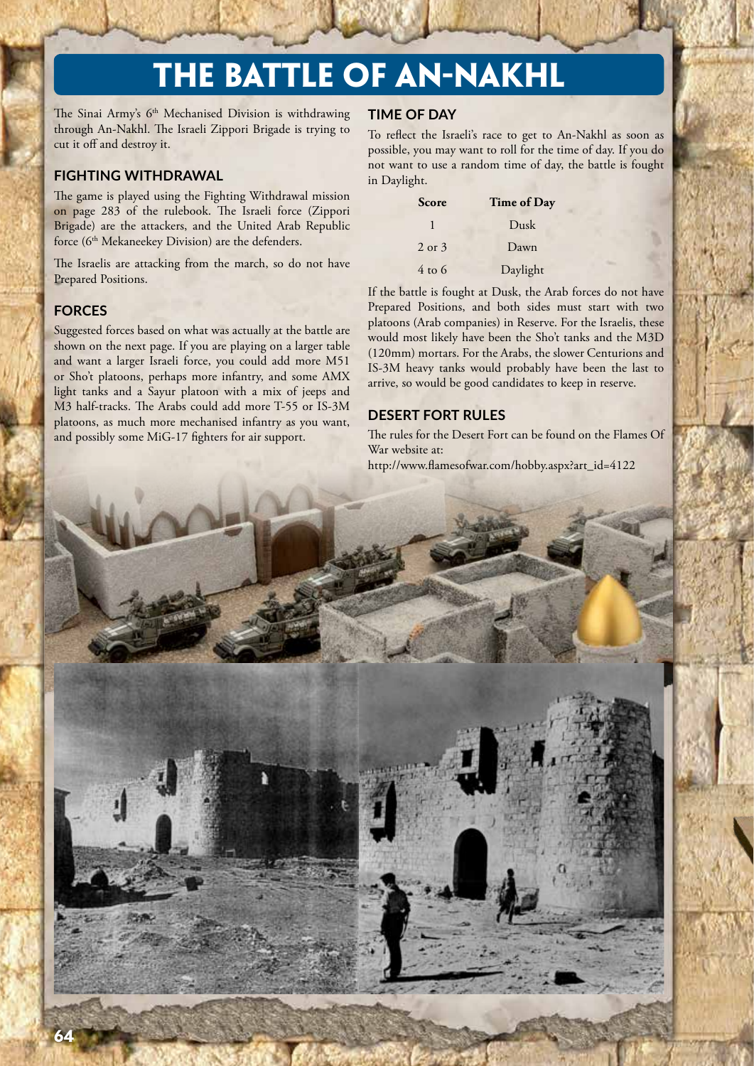# THE BATTLE OF AN-NAKHL

The Sinai Army's 6th Mechanised Division is withdrawing through An-Nakhl. The Israeli Zippori Brigade is trying to cut it off and destroy it.

## FIGHTING WITHDRAWAL

The game is played using the Fighting Withdrawal mission on page 283 of the rulebook. The Israeli force (Zippori Brigade) are the attackers, and the United Arab Republic force (6th Mekaneekey Division) are the defenders.

The Israelis are attacking from the march, so do not have Prepared Positions.

## FORCES

Suggested forces based on what was actually at the battle are shown on the next page. If you are playing on a larger table and want a larger Israeli force, you could add more M51 or Sho't platoons, perhaps more infantry, and some AMX light tanks and a Sayur platoon with a mix of jeeps and M3 half-tracks. The Arabs could add more T-55 or IS-3M platoons, as much more mechanised infantry as you want, and possibly some MiG-17 fighters for air support.

## TIME OF DAY

To reflect the Israeli's race to get to An-Nakhl as soon as possible, you may want to roll for the time of day. If you do not want to use a random time of day, the battle is fought in Daylight.

| Score | Time of Day |
|---|---|
| 1 | Dusk |
| 2 or 3 | Dawn |
| 4 to 6 | Daylight |

If the battle is fought at Dusk, the Arab forces do not have Prepared Positions, and both sides must start with two platoons (Arab companies) in Reserve. For the Israelis, these would most likely have been the Sho't tanks and the M3D (120mm) mortars. For the Arabs, the slower Centurions and IS-3M heavy tanks would probably have been the last to arrive, so would be good candidates to keep in reserve.

## DESERT FORT RULES

The rules for the Desert Fort can be found on the Flames Of War website at:

http://www.flamesofwar.com/hobby.aspx?art_id=4122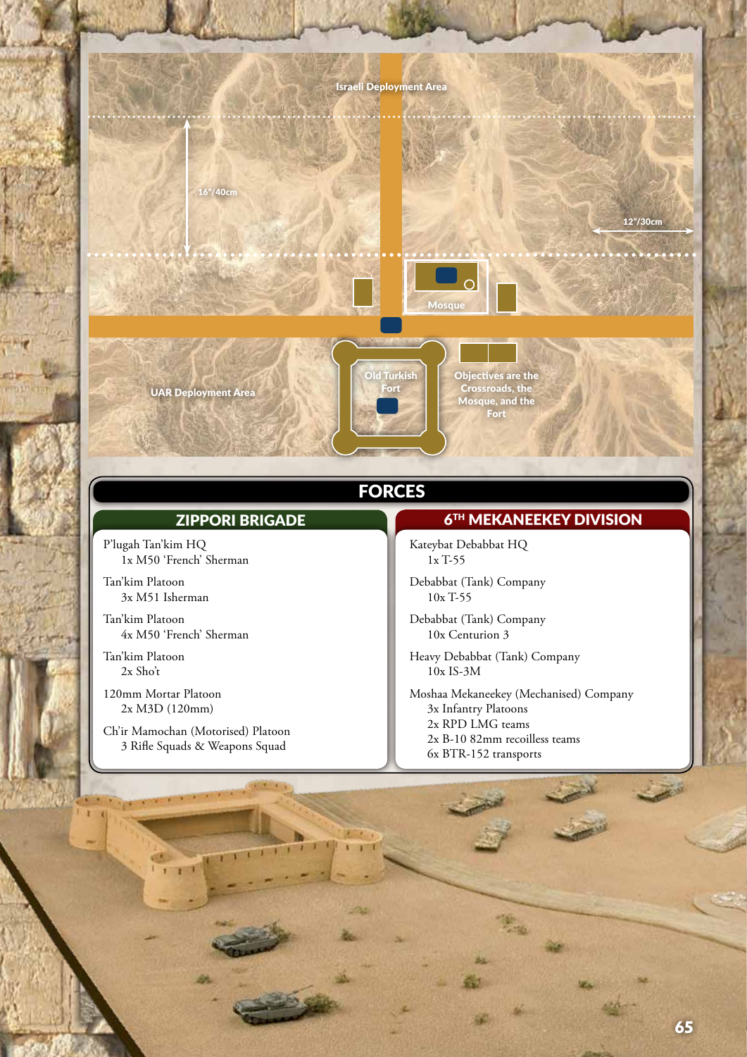Israeli Deployment Area

16"/40cm

12"/30cm

Mosque

Old Turkish Fort

UAR Deployment Area

Objectives are the Crossroads, the Mosque, and the Fort

## FORCES

### ZIPPORI BRIGADE

P'lugah Tan'kim HQ
- 1x M50 'French' Sherman

Tan'kim Platoon
- 3x M51 Isherman

Tan'kim Platoon
- 4x M50 'French' Sherman

Tan'kim Platoon
- 2x Sho't

120mm Mortar Platoon
- 2x M3D (120mm)

Ch'ir Mamochan (Motorised) Platoon
- 3 Rifle Squads & Weapons Squad

### 6TH MEKANEEKEY DIVISION

Kateybat Debabbat HQ
- 1x T-55

Debabbat (Tank) Company
- 10x T-55

Debabbat (Tank) Company
- 10x Centurion 3

Heavy Debabbat (Tank) Company
- 10x IS-3M

Moshaa Mekaneekey (Mechanised) Company
- 3x Infantry Platoons
- 2x RPD LMG teams
- 2x B-10 82mm recoilless teams
- 6x BTR-152 transports